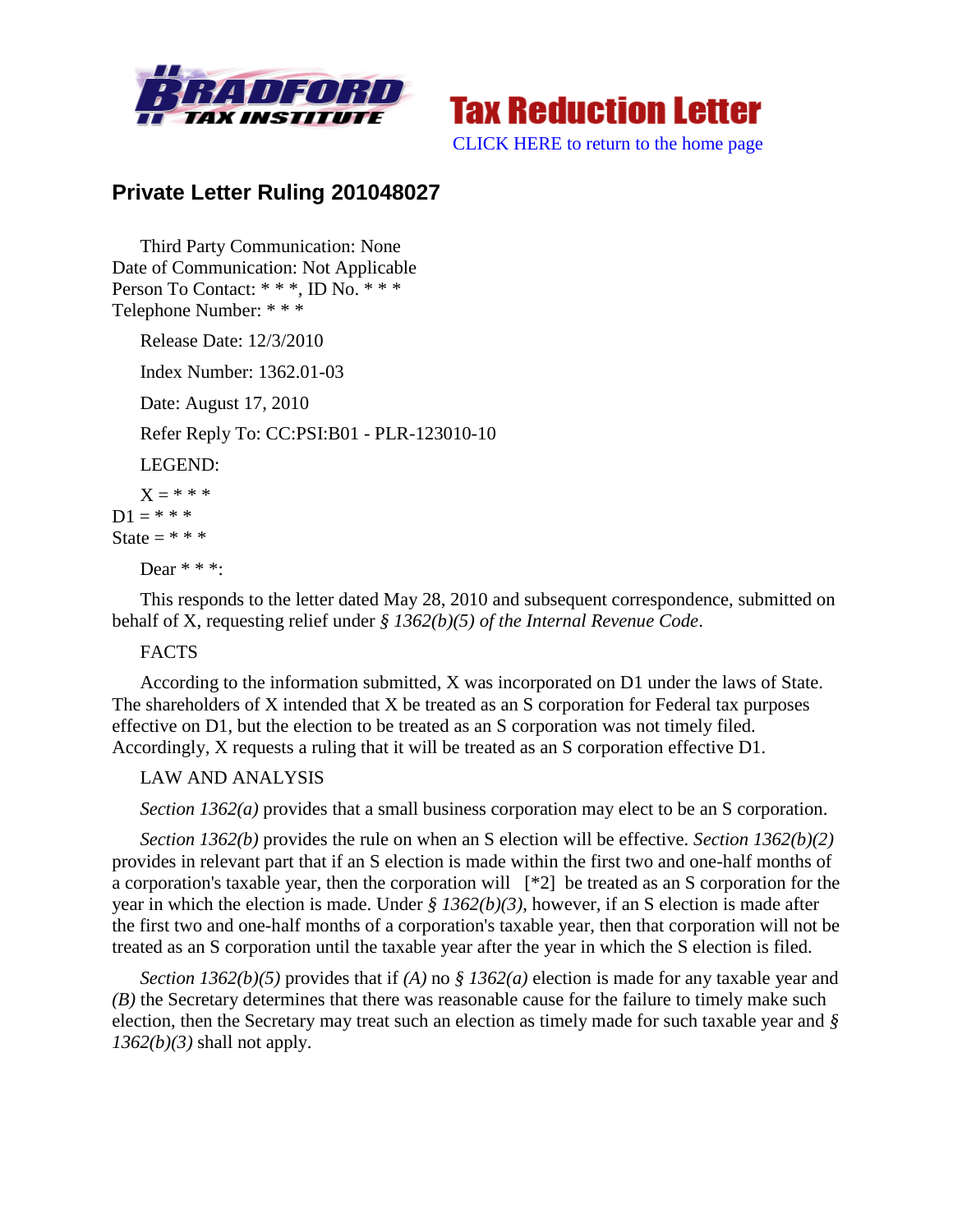Bradford Tax Institute — Tax Reduction Letter

CLICK HERE to return to the home page

## Private Letter Ruling 201048027

Third Party Communication: None
Date of Communication: Not Applicable
Person To Contact: * * *, ID No. * * *
Telephone Number: * * *

Release Date: 12/3/2010

Index Number: 1362.01-03

Date: August 17, 2010

Refer Reply To: CC:PSI:B01 - PLR-123010-10

LEGEND:

X = * * *
D1 = * * *
State = * * *

Dear * * *:

This responds to the letter dated May 28, 2010 and subsequent correspondence, submitted on behalf of X, requesting relief under *§ 1362(b)(5) of the Internal Revenue Code*.

FACTS

According to the information submitted, X was incorporated on D1 under the laws of State. The shareholders of X intended that X be treated as an S corporation for Federal tax purposes effective on D1, but the election to be treated as an S corporation was not timely filed. Accordingly, X requests a ruling that it will be treated as an S corporation effective D1.

LAW AND ANALYSIS

*Section 1362(a)* provides that a small business corporation may elect to be an S corporation.

*Section 1362(b)* provides the rule on when an S election will be effective. *Section 1362(b)(2)* provides in relevant part that if an S election is made within the first two and one-half months of a corporation's taxable year, then the corporation will [*2] be treated as an S corporation for the year in which the election is made. Under *§ 1362(b)(3)*, however, if an S election is made after the first two and one-half months of a corporation's taxable year, then that corporation will not be treated as an S corporation until the taxable year after the year in which the S election is filed.

*Section 1362(b)(5)* provides that if *(A)* no *§ 1362(a)* election is made for any taxable year and *(B)* the Secretary determines that there was reasonable cause for the failure to timely make such election, then the Secretary may treat such an election as timely made for such taxable year and *§ 1362(b)(3)* shall not apply.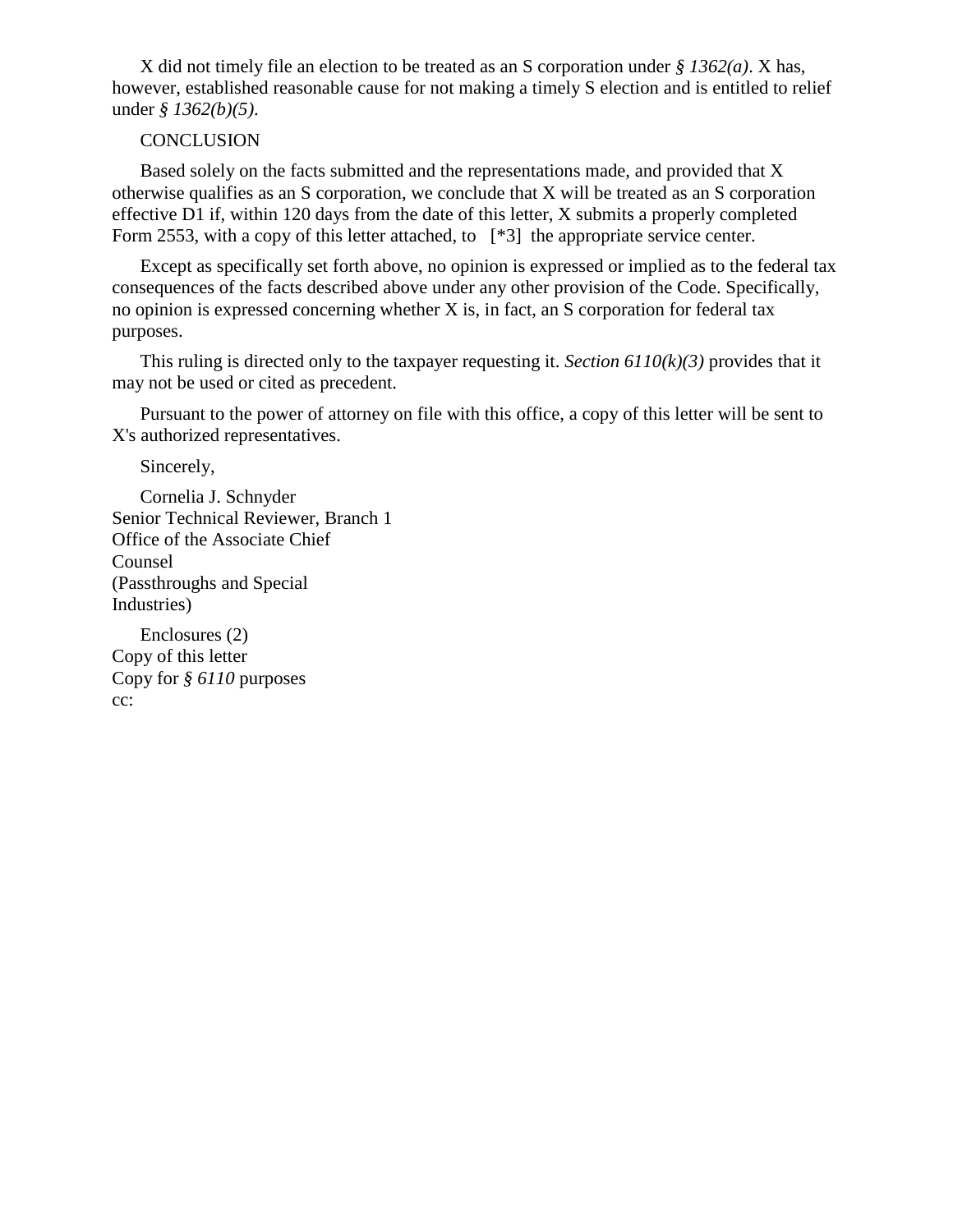X did not timely file an election to be treated as an S corporation under *§ 1362(a)*. X has, however, established reasonable cause for not making a timely S election and is entitled to relief under *§ 1362(b)(5)*.

CONCLUSION

Based solely on the facts submitted and the representations made, and provided that X otherwise qualifies as an S corporation, we conclude that X will be treated as an S corporation effective D1 if, within 120 days from the date of this letter, X submits a properly completed Form 2553, with a copy of this letter attached, to [*3] the appropriate service center.

Except as specifically set forth above, no opinion is expressed or implied as to the federal tax consequences of the facts described above under any other provision of the Code. Specifically, no opinion is expressed concerning whether X is, in fact, an S corporation for federal tax purposes.

This ruling is directed only to the taxpayer requesting it. *Section 6110(k)(3)* provides that it may not be used or cited as precedent.

Pursuant to the power of attorney on file with this office, a copy of this letter will be sent to X's authorized representatives.

Sincerely,

Cornelia J. Schnyder
Senior Technical Reviewer, Branch 1
Office of the Associate Chief
Counsel
(Passthroughs and Special
Industries)

Enclosures (2)
Copy of this letter
Copy for *§ 6110* purposes
cc: